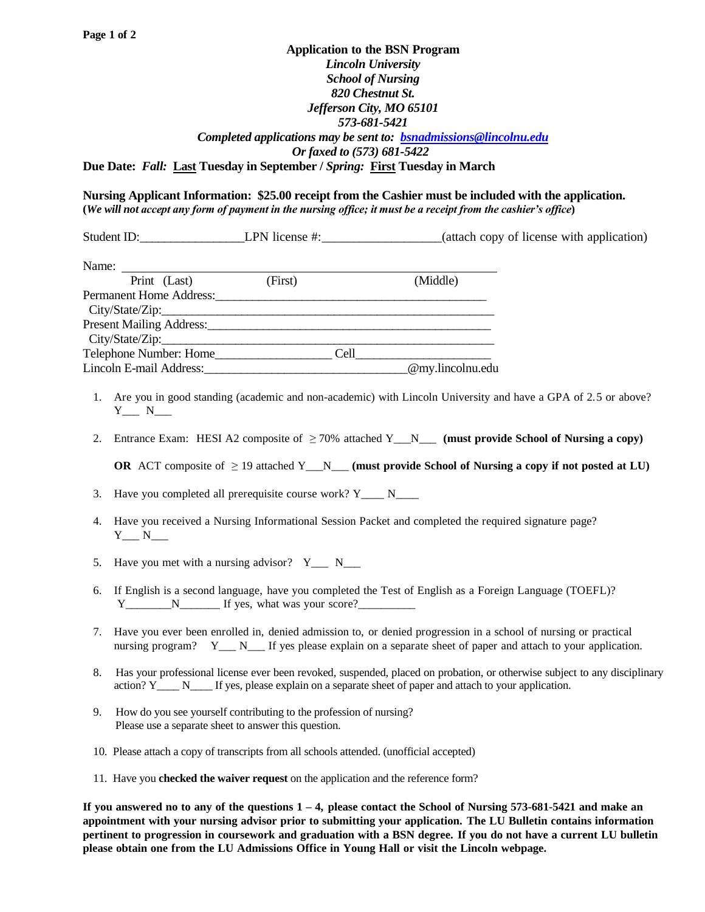**Application to the BSN Program**
*Lincoln University*
*School of Nursing*
*820 Chestnut St.*
*Jefferson City, MO 65101*
*573-681-5421*
*Completed applications may be sent to: bsnadmissions@lincolnu.edu*
*Or faxed to (573) 681-5422*

**Due Date:** ***Fall:*** **Last Tuesday in September /** ***Spring:*** **First Tuesday in March**

**Nursing Applicant Information: $25.00 receipt from the Cashier must be included with the application.**
**(*We will not accept any form of payment in the nursing office; it must be a receipt from the cashier's office*)**

Student ID:________________LPN license #:__________________(attach copy of license with application)

Name: ____________________________________________________
Print (Last) (First) (Middle)

Permanent Home Address:____________________________________________
City/State/Zip:____________________________________________________
Present Mailing Address:_____________________________________________
City/State/Zip:____________________________________________________
Telephone Number: Home__________________ Cell_____________________
Lincoln E-mail Address:________________________________@my.lincolnu.edu

1. Are you in good standing (academic and non-academic) with Lincoln University and have a GPA of 2.5 or above? Y___ N___
2. Entrance Exam: HESI A2 composite of $\geq$ 70% attached Y___N___ **(must provide School of Nursing a copy)**

   **OR** ACT composite of $\geq$ 19 attached Y___N___ **(must provide School of Nursing a copy if not posted at LU)**
3. Have you completed all prerequisite course work? Y____ N____
4. Have you received a Nursing Informational Session Packet and completed the required signature page? Y___ N___
5. Have you met with a nursing advisor? Y___ N___
6. If English is a second language, have you completed the Test of English as a Foreign Language (TOEFL)? Y________N_______ If yes, what was your score?__________
7. Have you ever been enrolled in, denied admission to, or denied progression in a school of nursing or practical nursing program? Y___ N___ If yes please explain on a separate sheet of paper and attach to your application.
8. Has your professional license ever been revoked, suspended, placed on probation, or otherwise subject to any disciplinary action? Y____ N____ If yes, please explain on a separate sheet of paper and attach to your application.
9. How do you see yourself contributing to the profession of nursing? Please use a separate sheet to answer this question.
10. Please attach a copy of transcripts from all schools attended. (unofficial accepted)
11. Have you **checked the waiver request** on the application and the reference form?

**If you answered no to any of the questions 1 – 4, please contact the School of Nursing 573-681-5421 and make an appointment with your nursing advisor prior to submitting your application. The LU Bulletin contains information pertinent to progression in coursework and graduation with a BSN degree. If you do not have a current LU bulletin please obtain one from the LU Admissions Office in Young Hall or visit the Lincoln webpage.**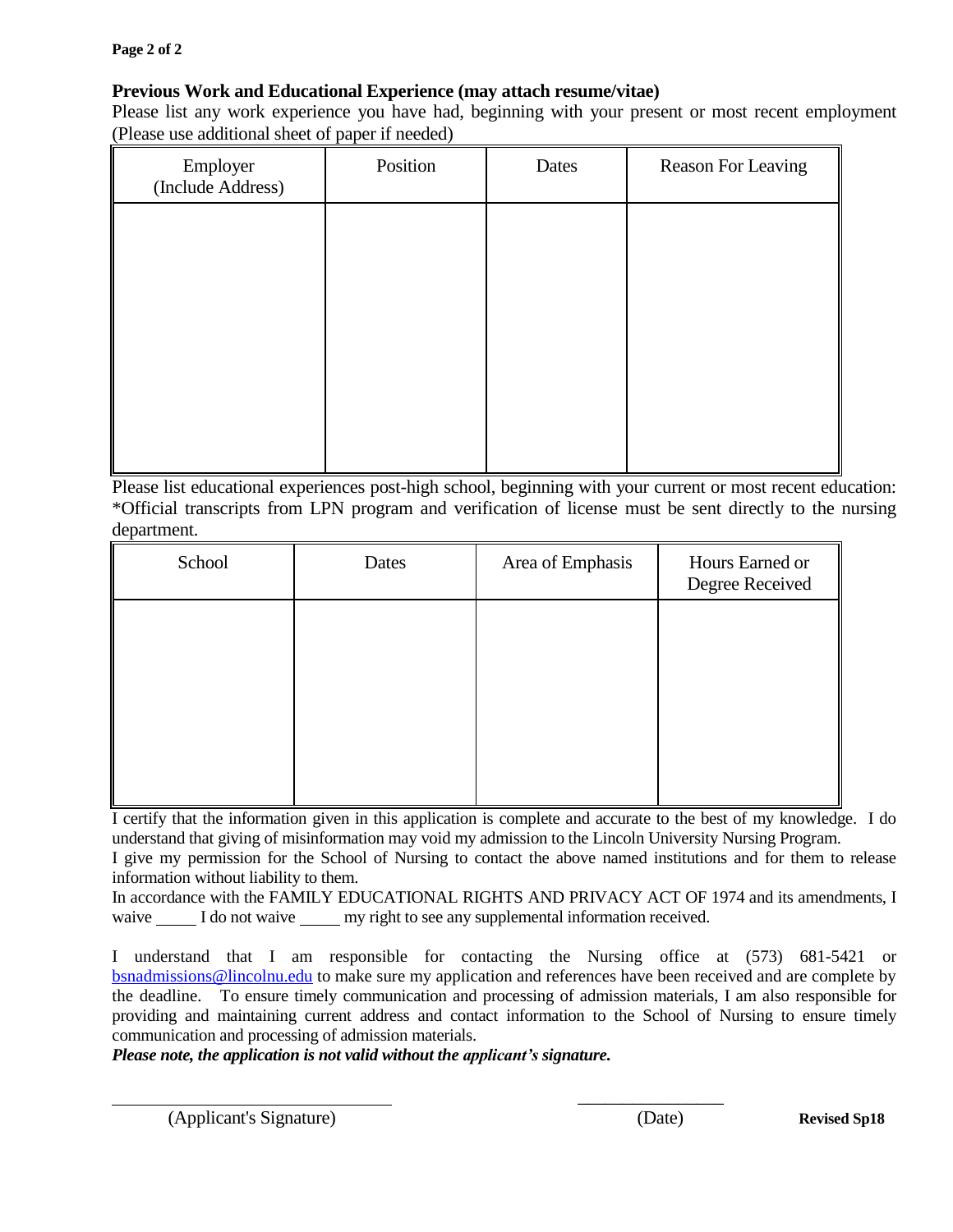## Previous Work and Educational Experience (may attach resume/vitae)

Please list any work experience you have had, beginning with your present or most recent employment (Please use additional sheet of paper if needed)

| Employer (Include Address) | Position | Dates | Reason For Leaving |
| --- | --- | --- | --- |
| | | | |

Please list educational experiences post-high school, beginning with your current or most recent education: *Official transcripts from LPN program and verification of license must be sent directly to the nursing department.

| School | Dates | Area of Emphasis | Hours Earned or Degree Received |
| --- | --- | --- | --- |
| | | | |

I certify that the information given in this application is complete and accurate to the best of my knowledge. I do understand that giving of misinformation may void my admission to the Lincoln University Nursing Program.

I give my permission for the School of Nursing to contact the above named institutions and for them to release information without liability to them.

In accordance with the FAMILY EDUCATIONAL RIGHTS AND PRIVACY ACT OF 1974 and its amendments, I waive _____ I do not waive _____ my right to see any supplemental information received.

I understand that I am responsible for contacting the Nursing office at (573) 681-5421 or bsnadmissions@lincolnu.edu to make sure my application and references have been received and are complete by the deadline. To ensure timely communication and processing of admission materials, I am also responsible for providing and maintaining current address and contact information to the School of Nursing to ensure timely communication and processing of admission materials.

***Please note, the application is not valid without the applicant's signature.***

_______________________________ (Applicant's Signature)

________________ (Date)

**Revised Sp18**